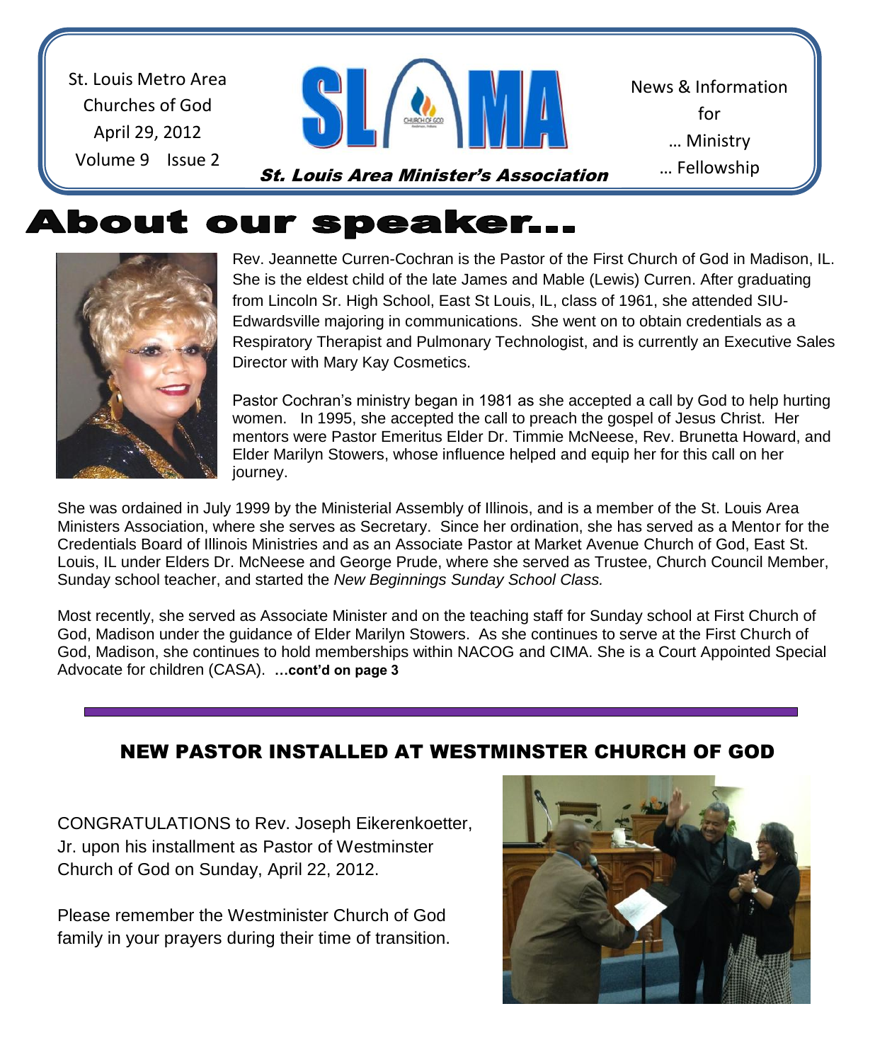St. Louis Metro Area
Churches of God
April 29, 2012
Volume 9 Issue 2

# SLAMA

***St. Louis Area Minister's Association***

News & Information
for
… Ministry
… Fellowship

# About our speaker…

Rev. Jeannette Curren-Cochran is the Pastor of the First Church of God in Madison, IL. She is the eldest child of the late James and Mable (Lewis) Curren. After graduating from Lincoln Sr. High School, East St Louis, IL, class of 1961, she attended SIU-Edwardsville majoring in communications. She went on to obtain credentials as a Respiratory Therapist and Pulmonary Technologist, and is currently an Executive Sales Director with Mary Kay Cosmetics.

Pastor Cochran's ministry began in 1981 as she accepted a call by God to help hurting women. In 1995, she accepted the call to preach the gospel of Jesus Christ. Her mentors were Pastor Emeritus Elder Dr. Timmie McNeese, Rev. Brunetta Howard, and Elder Marilyn Stowers, whose influence helped and equip her for this call on her journey.

She was ordained in July 1999 by the Ministerial Assembly of Illinois, and is a member of the St. Louis Area Ministers Association, where she serves as Secretary. Since her ordination, she has served as a Mentor for the Credentials Board of Illinois Ministries and as an Associate Pastor at Market Avenue Church of God, East St. Louis, IL under Elders Dr. McNeese and George Prude, where she served as Trustee, Church Council Member, Sunday school teacher, and started the *New Beginnings Sunday School Class.*

Most recently, she served as Associate Minister and on the teaching staff for Sunday school at First Church of God, Madison under the guidance of Elder Marilyn Stowers. As she continues to serve at the First Church of God, Madison, she continues to hold memberships within NACOG and CIMA. She is a Court Appointed Special Advocate for children (CASA). **…cont'd on page 3**

---

## NEW PASTOR INSTALLED AT WESTMINSTER CHURCH OF GOD

CONGRATULATIONS to Rev. Joseph Eikerenkoetter, Jr. upon his installment as Pastor of Westminster Church of God on Sunday, April 22, 2012.

Please remember the Westminister Church of God family in your prayers during their time of transition.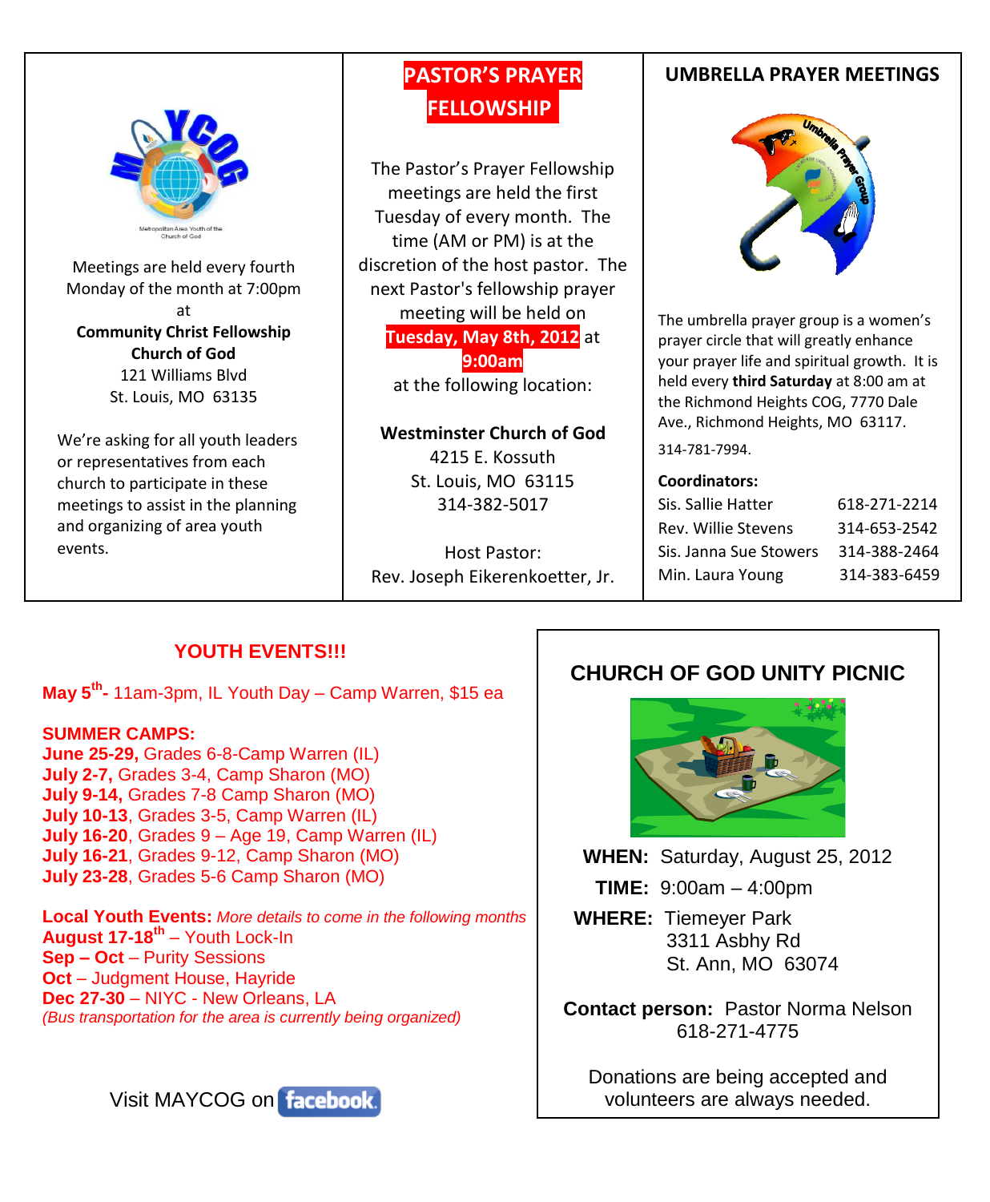Meetings are held every fourth Monday of the month at 7:00pm at

**Community Christ Fellowship Church of God**
121 Williams Blvd
St. Louis, MO 63135

We're asking for all youth leaders or representatives from each church to participate in these meetings to assist in the planning and organizing of area youth events.

## PASTOR'S PRAYER FELLOWSHIP

The Pastor's Prayer Fellowship meetings are held the first Tuesday of every month. The time (AM or PM) is at the discretion of the host pastor. The next Pastor's fellowship prayer meeting will be held on **Tuesday, May 8th, 2012** at **9:00am** at the following location:

**Westminster Church of God**
4215 E. Kossuth
St. Louis, MO 63115
314-382-5017

Host Pastor:
Rev. Joseph Eikerenkoetter, Jr.

## UMBRELLA PRAYER MEETINGS

The umbrella prayer group is a women's prayer circle that will greatly enhance your prayer life and spiritual growth. It is held every **third Saturday** at 8:00 am at the Richmond Heights COG, 7770 Dale Ave., Richmond Heights, MO 63117.

314-781-7994.

**Coordinators:**

| | |
|---|---|
| Sis. Sallie Hatter | 618-271-2214 |
| Rev. Willie Stevens | 314-653-2542 |
| Sis. Janna Sue Stowers | 314-388-2464 |
| Min. Laura Young | 314-383-6459 |

## YOUTH EVENTS!!!

**May 5th-** 11am-3pm, IL Youth Day – Camp Warren, $15 ea

**SUMMER CAMPS:**
**June 25-29,** Grades 6-8-Camp Warren (IL)
**July 2-7,** Grades 3-4, Camp Sharon (MO)
**July 9-14,** Grades 7-8 Camp Sharon (MO)
**July 10-13**, Grades 3-5, Camp Warren (IL)
**July 16-20**, Grades 9 – Age 19, Camp Warren (IL)
**July 16-21**, Grades 9-12, Camp Sharon (MO)
**July 23-28**, Grades 5-6 Camp Sharon (MO)

**Local Youth Events:** *More details to come in the following months*
**August 17-18th** – Youth Lock-In
**Sep – Oct** – Purity Sessions
**Oct** – Judgment House, Hayride
**Dec 27-30** – NIYC - New Orleans, LA
*(Bus transportation for the area is currently being organized)*

Visit MAYCOG on facebook

## CHURCH OF GOD UNITY PICNIC

**WHEN:** Saturday, August 25, 2012
**TIME:** 9:00am – 4:00pm
**WHERE:** Tiemeyer Park
3311 Asbhy Rd
St. Ann, MO 63074

**Contact person:** Pastor Norma Nelson
618-271-4775

Donations are being accepted and volunteers are always needed.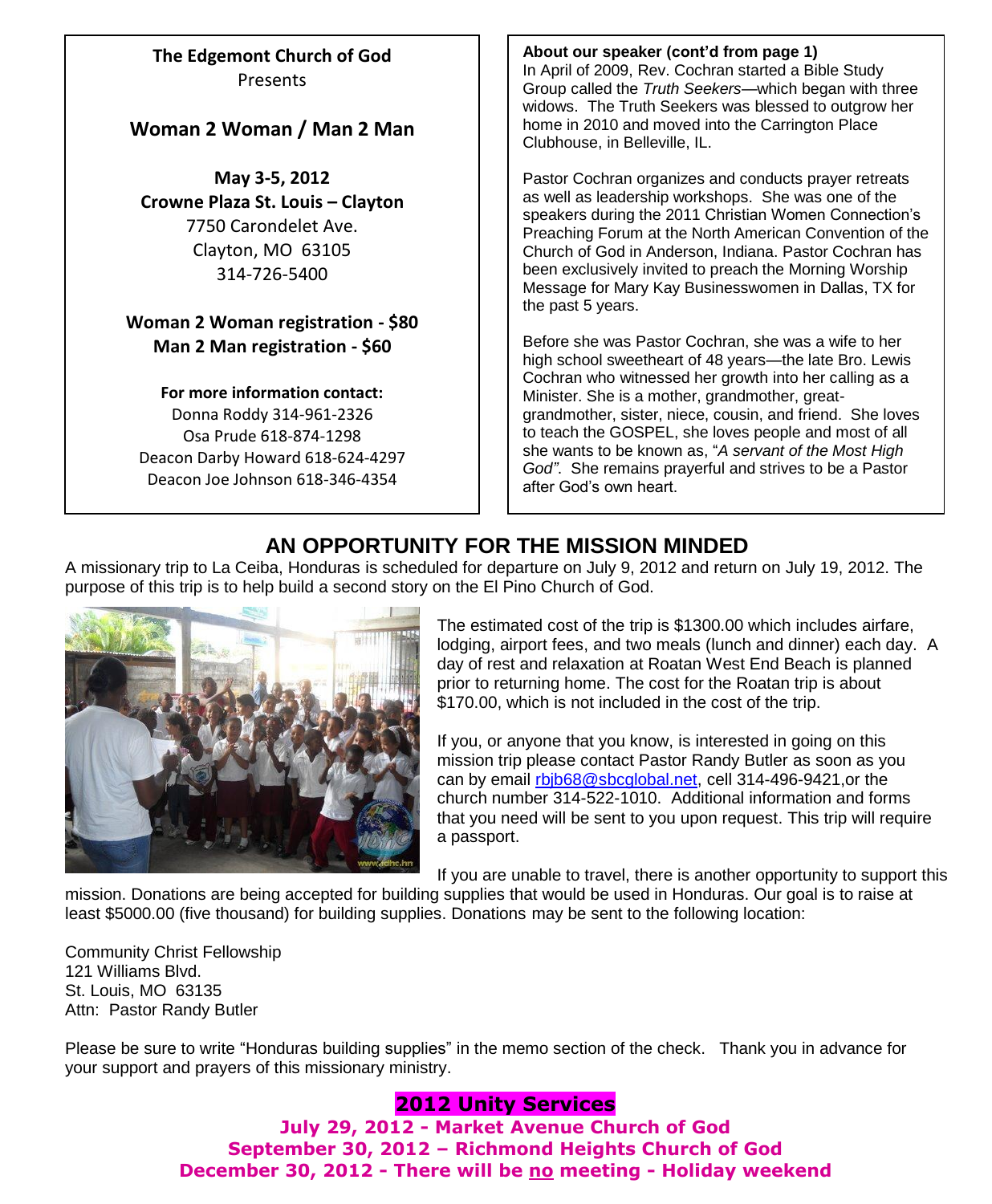**The Edgemont Church of God**
Presents

**Woman 2 Woman / Man 2 Man**

**May 3-5, 2012**
**Crowne Plaza St. Louis – Clayton**
7750 Carondelet Ave.
Clayton, MO 63105
314-726-5400

**Woman 2 Woman registration - $80**
**Man 2 Man registration - $60**

**For more information contact:**
Donna Roddy 314-961-2326
Osa Prude 618-874-1298
Deacon Darby Howard 618-624-4297
Deacon Joe Johnson 618-346-4354

**About our speaker (cont'd from page 1)**
In April of 2009, Rev. Cochran started a Bible Study Group called the *Truth Seekers*—which began with three widows. The Truth Seekers was blessed to outgrow her home in 2010 and moved into the Carrington Place Clubhouse, in Belleville, IL.

Pastor Cochran organizes and conducts prayer retreats as well as leadership workshops. She was one of the speakers during the 2011 Christian Women Connection's Preaching Forum at the North American Convention of the Church of God in Anderson, Indiana. Pastor Cochran has been exclusively invited to preach the Morning Worship Message for Mary Kay Businesswomen in Dallas, TX for the past 5 years.

Before she was Pastor Cochran, she was a wife to her high school sweetheart of 48 years—the late Bro. Lewis Cochran who witnessed her growth into her calling as a Minister. She is a mother, grandmother, great-grandmother, sister, niece, cousin, and friend. She loves to teach the GOSPEL, she loves people and most of all she wants to be known as, "*A servant of the Most High God".* She remains prayerful and strives to be a Pastor after God's own heart.

## AN OPPORTUNITY FOR THE MISSION MINDED

A missionary trip to La Ceiba, Honduras is scheduled for departure on July 9, 2012 and return on July 19, 2012. The purpose of this trip is to help build a second story on the El Pino Church of God.

The estimated cost of the trip is $1300.00 which includes airfare, lodging, airport fees, and two meals (lunch and dinner) each day. A day of rest and relaxation at Roatan West End Beach is planned prior to returning home. The cost for the Roatan trip is about $170.00, which is not included in the cost of the trip.

If you, or anyone that you know, is interested in going on this mission trip please contact Pastor Randy Butler as soon as you can by email rbjb68@sbcglobal.net, cell 314-496-9421,or the church number 314-522-1010. Additional information and forms that you need will be sent to you upon request. This trip will require a passport.

If you are unable to travel, there is another opportunity to support this mission. Donations are being accepted for building supplies that would be used in Honduras. Our goal is to raise at least $5000.00 (five thousand) for building supplies. Donations may be sent to the following location:

Community Christ Fellowship
121 Williams Blvd.
St. Louis, MO 63135
Attn: Pastor Randy Butler

Please be sure to write "Honduras building supplies" in the memo section of the check. Thank you in advance for your support and prayers of this missionary ministry.

**2012 Unity Services**

**July 29, 2012 - Market Avenue Church of God**
**September 30, 2012 – Richmond Heights Church of God**
**December 30, 2012 - There will be no meeting - Holiday weekend**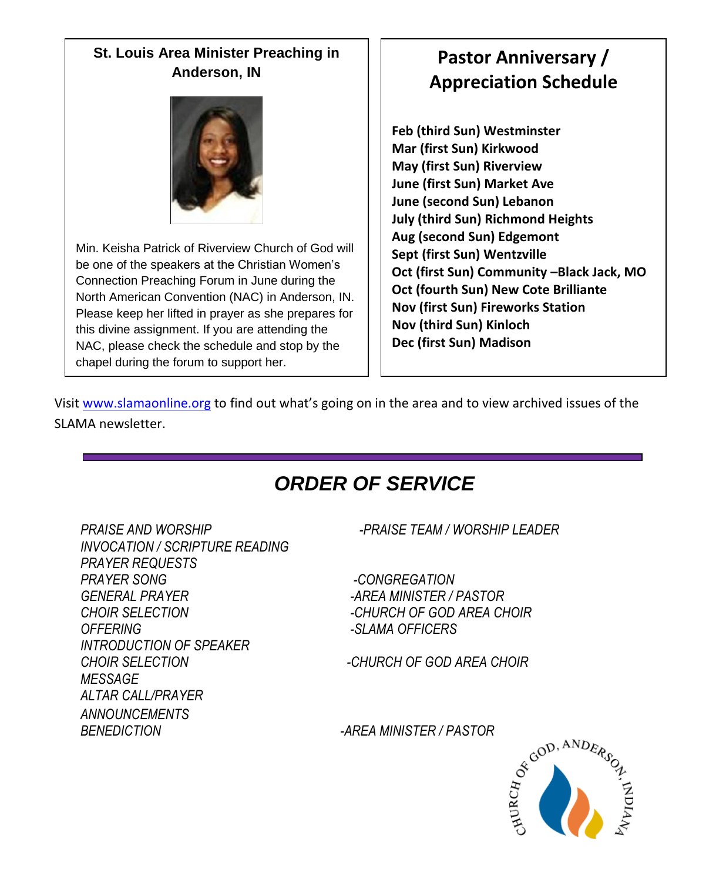## St. Louis Area Minister Preaching in Anderson, IN

Min. Keisha Patrick of Riverview Church of God will be one of the speakers at the Christian Women's Connection Preaching Forum in June during the North American Convention (NAC) in Anderson, IN. Please keep her lifted in prayer as she prepares for this divine assignment. If you are attending the NAC, please check the schedule and stop by the chapel during the forum to support her.

## Pastor Anniversary / Appreciation Schedule

**Feb (third Sun) Westminster**
**Mar (first Sun) Kirkwood**
**May (first Sun) Riverview**
**June (first Sun) Market Ave**
**June (second Sun) Lebanon**
**July (third Sun) Richmond Heights**
**Aug (second Sun) Edgemont**
**Sept (first Sun) Wentzville**
**Oct (first Sun) Community –Black Jack, MO**
**Oct (fourth Sun) New Cote Brilliante**
**Nov (first Sun) Fireworks Station**
**Nov (third Sun) Kinloch**
**Dec (first Sun) Madison**

Visit www.slamaonline.org to find out what's going on in the area and to view archived issues of the SLAMA newsletter.

# *ORDER OF SERVICE*

| | |
|---|---|
| *PRAISE AND WORSHIP* | *-PRAISE TEAM / WORSHIP LEADER* |
| *INVOCATION / SCRIPTURE READING* | |
| *PRAYER REQUESTS* | |
| *PRAYER SONG* | *-CONGREGATION* |
| *GENERAL PRAYER* | *-AREA MINISTER / PASTOR* |
| *CHOIR SELECTION* | *-CHURCH OF GOD AREA CHOIR* |
| *OFFERING* | *-SLAMA OFFICERS* |
| *INTRODUCTION OF SPEAKER* | |
| *CHOIR SELECTION* | *-CHURCH OF GOD AREA CHOIR* |
| *MESSAGE* | |
| *ALTAR CALL/PRAYER* | |
| *ANNOUNCEMENTS* | |
| *BENEDICTION* | *-AREA MINISTER / PASTOR* |

CHURCH OF GOD, ANDERSON, INDIANA